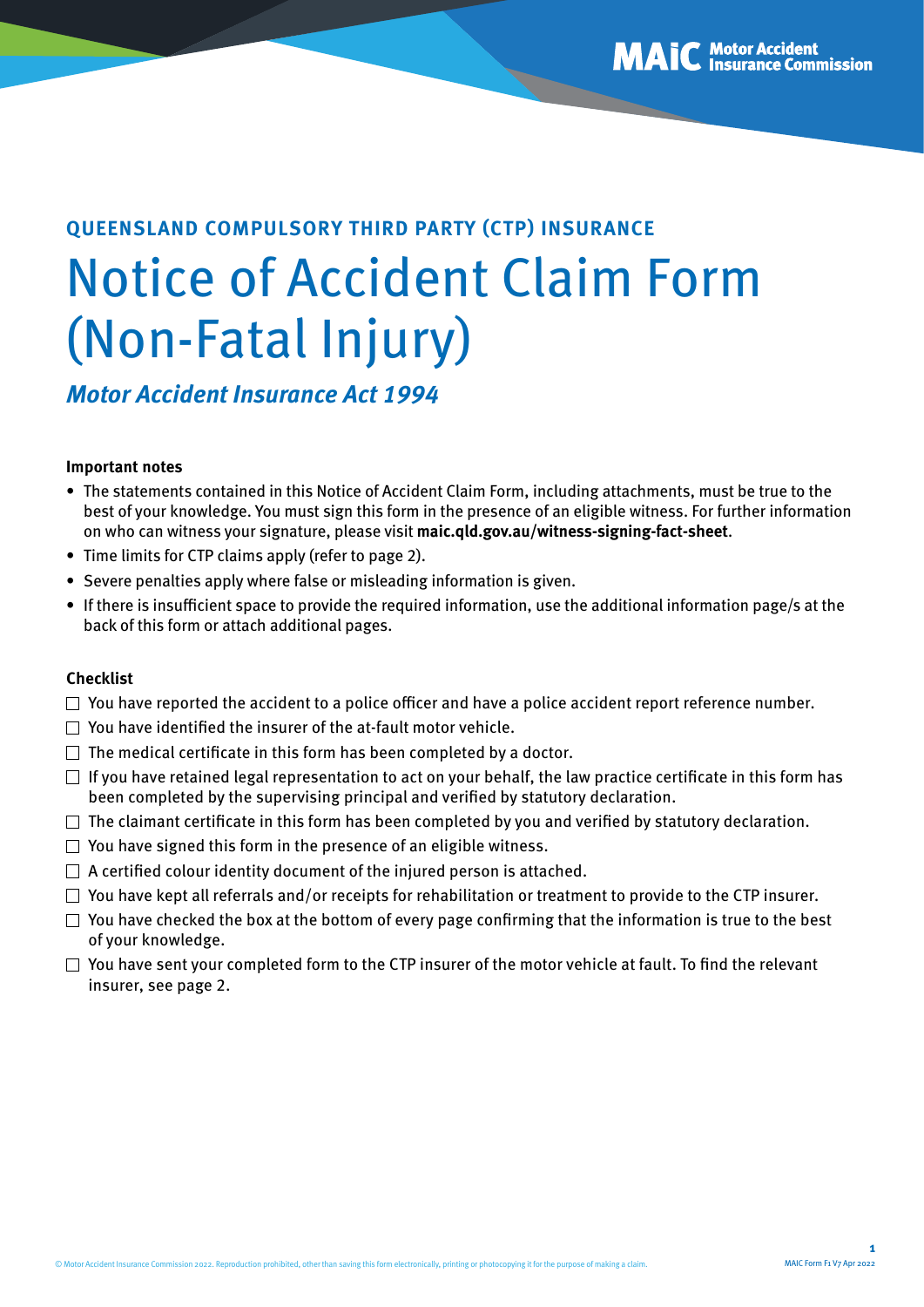QUEENSLAND COMPULSORY THIRD PARTY (CTP) INSURANCE

# Notice of Accident Claim Form (Non-Fatal Injury)

***Motor Accident Insurance Act 1994***

**Important notes**

- The statements contained in this Notice of Accident Claim Form, including attachments, must be true to the best of your knowledge. You must sign this form in the presence of an eligible witness. For further information on who can witness your signature, please visit **maic.qld.gov.au/witness-signing-fact-sheet**.
- Time limits for CTP claims apply (refer to page 2).
- Severe penalties apply where false or misleading information is given.
- If there is insufficient space to provide the required information, use the additional information page/s at the back of this form or attach additional pages.

**Checklist**

- ☐ You have reported the accident to a police officer and have a police accident report reference number.
- ☐ You have identified the insurer of the at-fault motor vehicle.
- ☐ The medical certificate in this form has been completed by a doctor.
- ☐ If you have retained legal representation to act on your behalf, the law practice certificate in this form has been completed by the supervising principal and verified by statutory declaration.
- ☐ The claimant certificate in this form has been completed by you and verified by statutory declaration.
- ☐ You have signed this form in the presence of an eligible witness.
- ☐ A certified colour identity document of the injured person is attached.
- ☐ You have kept all referrals and/or receipts for rehabilitation or treatment to provide to the CTP insurer.
- ☐ You have checked the box at the bottom of every page confirming that the information is true to the best of your knowledge.
- ☐ You have sent your completed form to the CTP insurer of the motor vehicle at fault. To find the relevant insurer, see page 2.

© Motor Accident Insurance Commission 2022. Reproduction prohibited, other than saving this form electronically, printing or photocopying it for the purpose of making a claim.

MAIC Form F1 V7 Apr 2022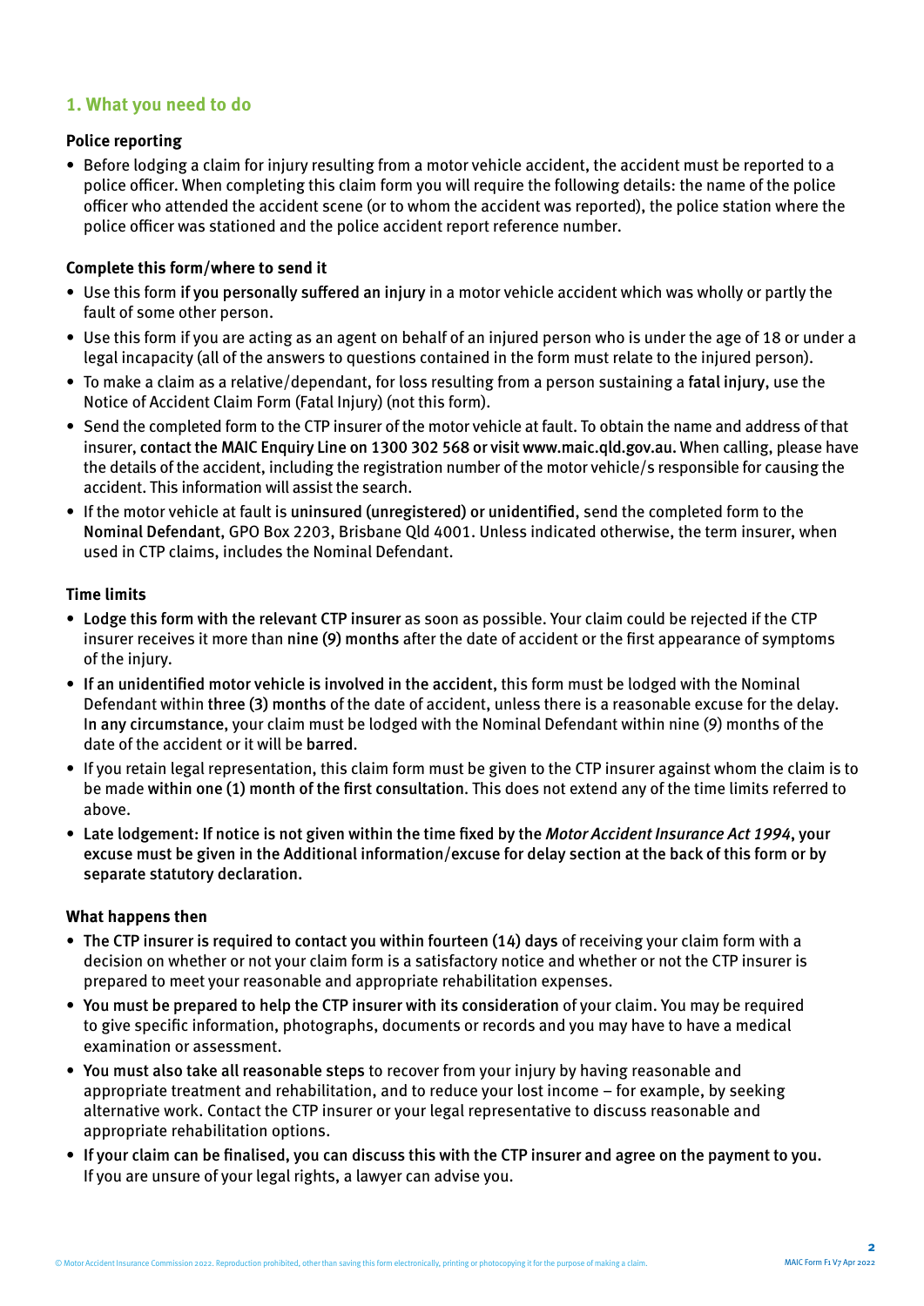## 1. What you need to do

### Police reporting

- Before lodging a claim for injury resulting from a motor vehicle accident, the accident must be reported to a police officer. When completing this claim form you will require the following details: the name of the police officer who attended the accident scene (or to whom the accident was reported), the police station where the police officer was stationed and the police accident report reference number.

### Complete this form/where to send it

- Use this form **if you personally suffered an injury** in a motor vehicle accident which was wholly or partly the fault of some other person.
- Use this form if you are acting as an agent on behalf of an injured person who is under the age of 18 or under a legal incapacity (all of the answers to questions contained in the form must relate to the injured person).
- To make a claim as a relative/dependant, for loss resulting from a person sustaining a **fatal injury**, use the Notice of Accident Claim Form (Fatal Injury) (not this form).
- Send the completed form to the CTP insurer of the motor vehicle at fault. To obtain the name and address of that insurer, **contact the MAIC Enquiry Line on 1300 302 568 or visit www.maic.qld.gov.au.** When calling, please have the details of the accident, including the registration number of the motor vehicle/s responsible for causing the accident. This information will assist the search.
- If the motor vehicle at fault is **uninsured (unregistered) or unidentified**, send the completed form to the **Nominal Defendant**, GPO Box 2203, Brisbane Qld 4001. Unless indicated otherwise, the term insurer, when used in CTP claims, includes the Nominal Defendant.

### Time limits

- **Lodge this form with the relevant CTP insurer** as soon as possible. Your claim could be rejected if the CTP insurer receives it more than **nine (9) months** after the date of accident or the first appearance of symptoms of the injury.
- **If an unidentified motor vehicle is involved in the accident**, this form must be lodged with the Nominal Defendant within **three (3) months** of the date of accident, unless there is a reasonable excuse for the delay. **In any circumstance**, your claim must be lodged with the Nominal Defendant within nine (9) months of the date of the accident or it will be **barred**.
- If you retain legal representation, this claim form must be given to the CTP insurer against whom the claim is to be made **within one (1) month of the first consultation**. This does not extend any of the time limits referred to above.
- **Late lodgement: If notice is not given within the time fixed by the *Motor Accident Insurance Act 1994*, your excuse must be given in the Additional information/excuse for delay section at the back of this form or by separate statutory declaration.**

### What happens then

- **The CTP insurer is required to contact you within fourteen (14) days** of receiving your claim form with a decision on whether or not your claim form is a satisfactory notice and whether or not the CTP insurer is prepared to meet your reasonable and appropriate rehabilitation expenses.
- **You must be prepared to help the CTP insurer with its consideration** of your claim. You may be required to give specific information, photographs, documents or records and you may have to have a medical examination or assessment.
- **You must also take all reasonable steps** to recover from your injury by having reasonable and appropriate treatment and rehabilitation, and to reduce your lost income – for example, by seeking alternative work. Contact the CTP insurer or your legal representative to discuss reasonable and appropriate rehabilitation options.
- **If your claim can be finalised, you can discuss this with the CTP insurer and agree on the payment to you.** If you are unsure of your legal rights, a lawyer can advise you.

© Motor Accident Insurance Commission 2022. Reproduction prohibited, other than saving this form electronically, printing or photocopying it for the purpose of making a claim.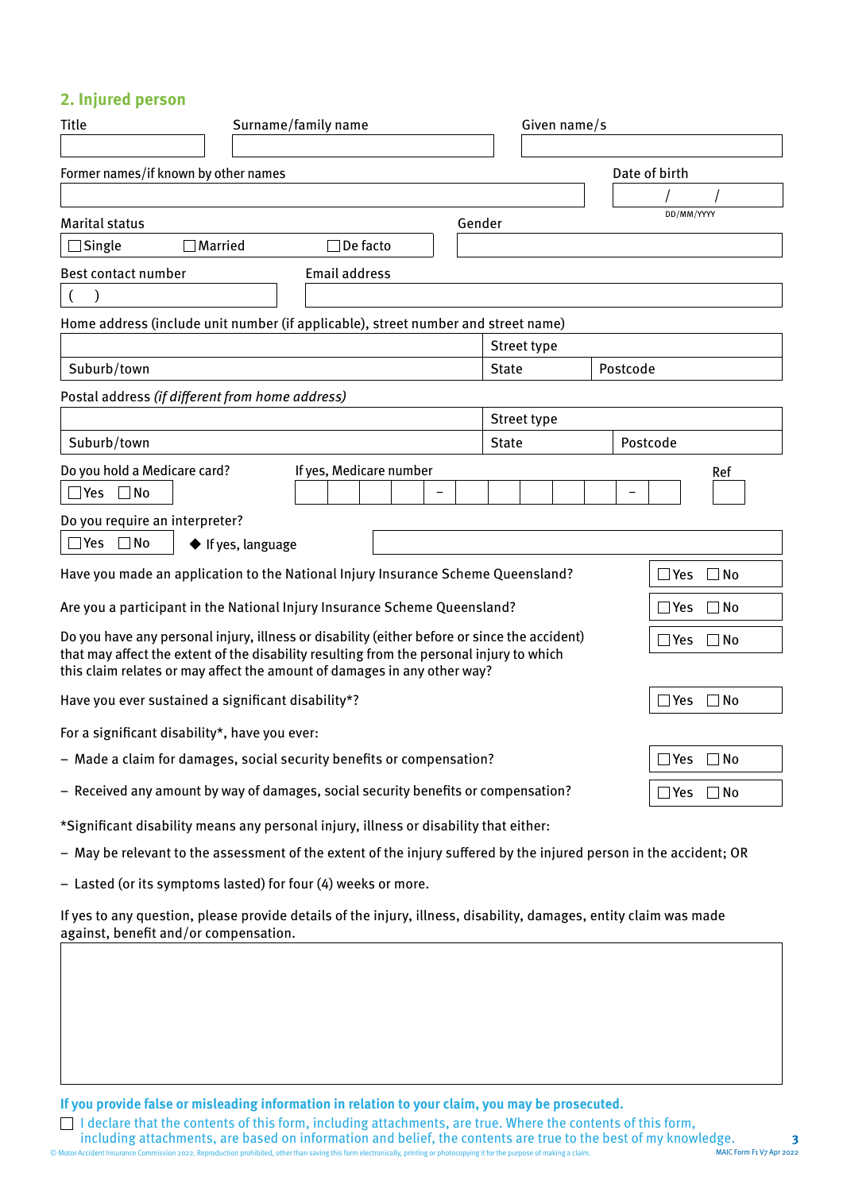## 2. Injured person

Title

Surname/family name

Given name/s

Former names/if known by other names

Date of birth

/ /

DD/MM/YYYY

Marital status

☐ Single ☐ Married ☐ De facto

Gender

Best contact number

( )

Email address

Home address (include unit number (if applicable), street number and street name)

Street type

Suburb/town

State

Postcode

Postal address *(if different from home address)*

Street type

Suburb/town

State

Postcode

Do you hold a Medicare card?

☐ Yes ☐ No

If yes, Medicare number

– –

Ref

Do you require an interpreter?

☐ Yes ☐ No

◆ If yes, language

Have you made an application to the National Injury Insurance Scheme Queensland? ☐ Yes ☐ No

Are you a participant in the National Injury Insurance Scheme Queensland? ☐ Yes ☐ No

Do you have any personal injury, illness or disability (either before or since the accident) that may affect the extent of the disability resulting from the personal injury to which this claim relates or may affect the amount of damages in any other way? ☐ Yes ☐ No

Have you ever sustained a significant disability*? ☐ Yes ☐ No

For a significant disability*, have you ever:

- Made a claim for damages, social security benefits or compensation? ☐ Yes ☐ No
- Received any amount by way of damages, social security benefits or compensation? ☐ Yes ☐ No

*Significant disability means any personal injury, illness or disability that either:

- May be relevant to the assessment of the extent of the injury suffered by the injured person in the accident; OR
- Lasted (or its symptoms lasted) for four (4) weeks or more.

If yes to any question, please provide details of the injury, illness, disability, damages, entity claim was made against, benefit and/or compensation.

**If you provide false or misleading information in relation to your claim, you may be prosecuted.**

☐ I declare that the contents of this form, including attachments, are true. Where the contents of this form, including attachments, are based on information and belief, the contents are true to the best of my knowledge.

© Motor Accident Insurance Commission 2022. Reproduction prohibited, other than saving this form electronically, printing or photocopying it for the purpose of making a claim.

MAIC Form F1 V7 Apr 2022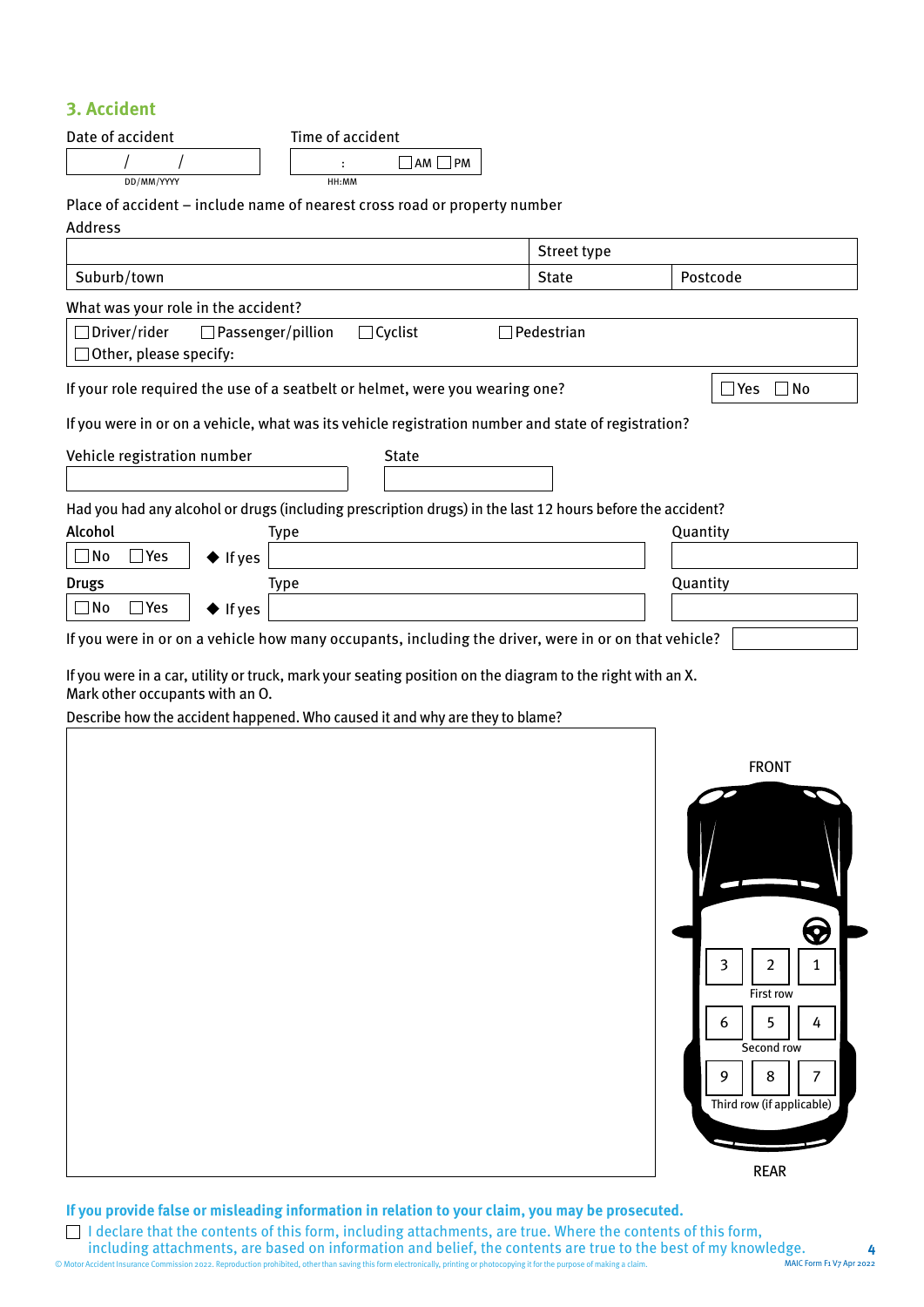## 3. Accident

Date of accident

/ /
DD/MM/YYYY

Time of accident

: ☐ AM ☐ PM
HH:MM

Place of accident – include name of nearest cross road or property number

Address

| | Street type | |
|---|---|---|
| Suburb/town | State | Postcode |

What was your role in the accident?

☐ Driver/rider ☐ Passenger/pillion ☐ Cyclist ☐ Pedestrian
☐ Other, please specify:

If your role required the use of a seatbelt or helmet, were you wearing one? ☐ Yes ☐ No

If you were in or on a vehicle, what was its vehicle registration number and state of registration?

Vehicle registration number

State

Had you had any alcohol or drugs (including prescription drugs) in the last 12 hours before the accident?

| Alcohol | | Type | Quantity |
|---|---|---|---|
| ☐ No ☐ Yes | ◆ If yes | | |
| **Drugs** | | Type | Quantity |
| ☐ No ☐ Yes | ◆ If yes | | |

If you were in or on a vehicle how many occupants, including the driver, were in or on that vehicle?

If you were in a car, utility or truck, mark your seating position on the diagram to the right with an X.
Mark other occupants with an O.

Describe how the accident happened. Who caused it and why are they to blame?

FRONT

| 3 | 2 | 1 |
|---|---|---|
| First row | | |
| 6 | 5 | 4 |
| Second row | | |
| 9 | 8 | 7 |
| Third row (if applicable) | | |

REAR

**If you provide false or misleading information in relation to your claim, you may be prosecuted.**

☐ I declare that the contents of this form, including attachments, are true. Where the contents of this form, including attachments, are based on information and belief, the contents are true to the best of my knowledge.

© Motor Accident Insurance Commission 2022. Reproduction prohibited, other than saving this form electronically, printing or photocopying it for the purpose of making a claim.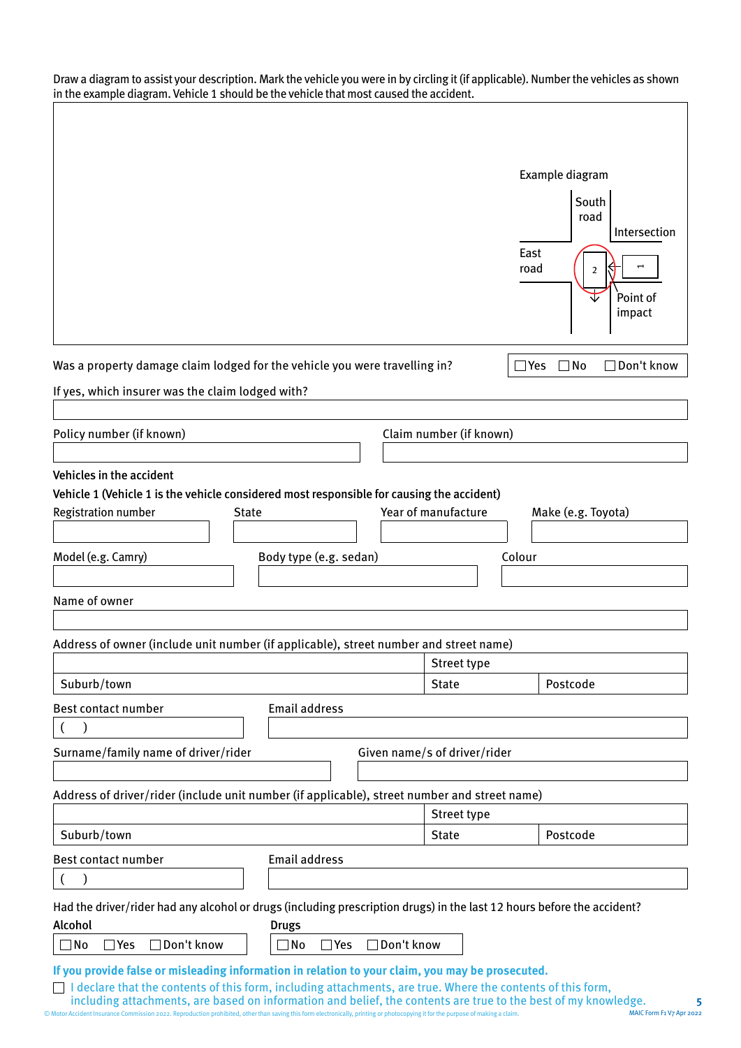Draw a diagram to assist your description. Mark the vehicle you were in by circling it (if applicable). Number the vehicles as shown in the example diagram. Vehicle 1 should be the vehicle that most caused the accident.

Example diagram

South road

Intersection

East road

2

1

Point of impact

Was a property damage claim lodged for the vehicle you were travelling in? ☐ Yes ☐ No ☐ Don't know

If yes, which insurer was the claim lodged with?

Policy number (if known)

Claim number (if known)

**Vehicles in the accident**

**Vehicle 1 (Vehicle 1 is the vehicle considered most responsible for causing the accident)**

Registration number

State

Year of manufacture

Make (e.g. Toyota)

Model (e.g. Camry)

Body type (e.g. sedan)

Colour

Name of owner

Address of owner (include unit number (if applicable), street number and street name)

Street type

Suburb/town

State

Postcode

Best contact number

( )

Email address

Surname/family name of driver/rider

Given name/s of driver/rider

Address of driver/rider (include unit number (if applicable), street number and street name)

Street type

Suburb/town

State

Postcode

Best contact number

( )

Email address

Had the driver/rider had any alcohol or drugs (including prescription drugs) in the last 12 hours before the accident?

**Alcohol**

☐ No ☐ Yes ☐ Don't know

**Drugs**

☐ No ☐ Yes ☐ Don't know

**If you provide false or misleading information in relation to your claim, you may be prosecuted.**

☐ I declare that the contents of this form, including attachments, are true. Where the contents of this form, including attachments, are based on information and belief, the contents are true to the best of my knowledge.

© Motor Accident Insurance Commission 2022. Reproduction prohibited, other than saving this form electronically, printing or photocopying it for the purpose of making a claim.

MAIC Form F1 V7 Apr 2022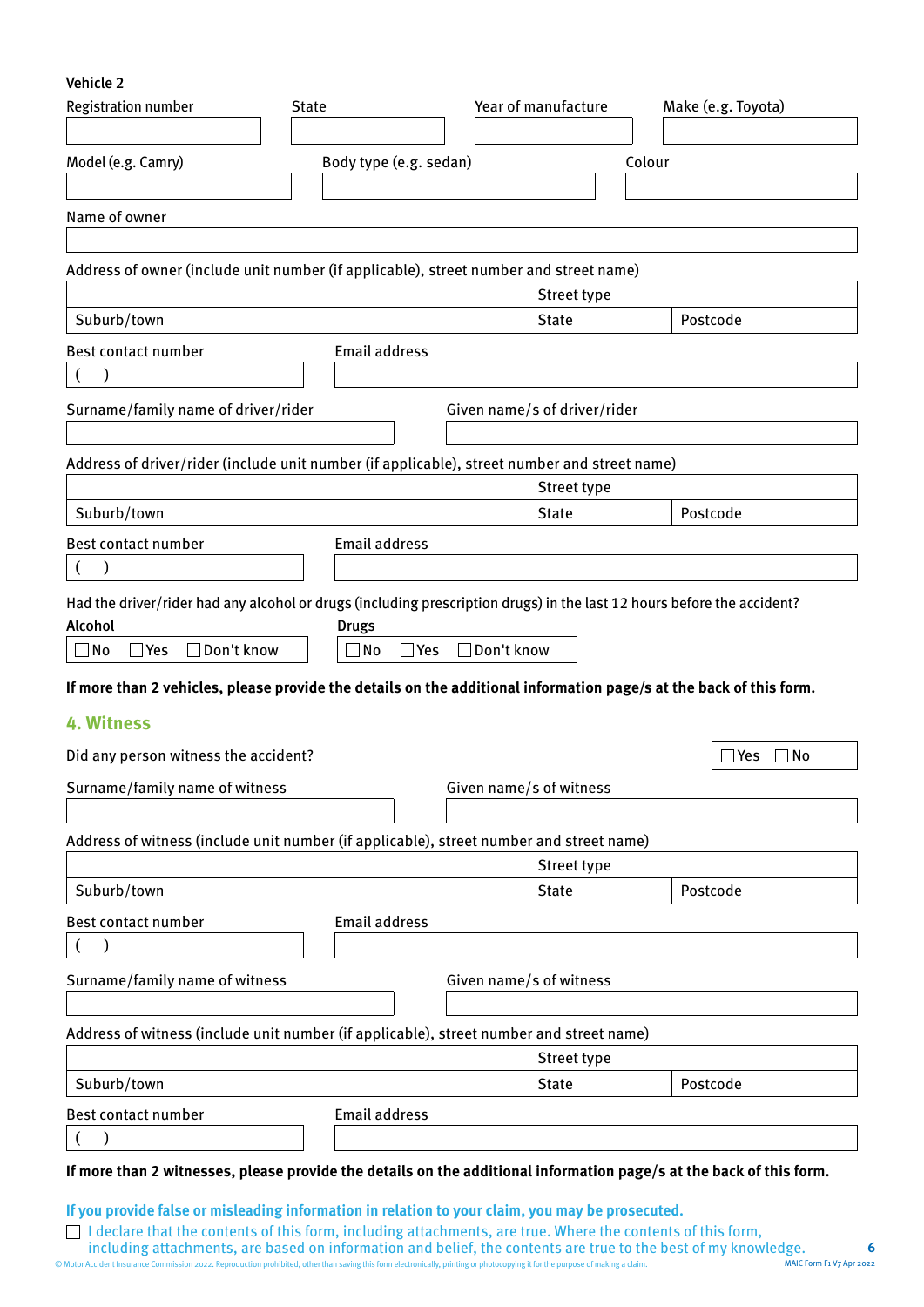Vehicle 2

Registration number

State

Year of manufacture

Make (e.g. Toyota)

Model (e.g. Camry)

Body type (e.g. sedan)

Colour

Name of owner

Address of owner (include unit number (if applicable), street number and street name)

Street type

Suburb/town

State

Postcode

Best contact number

( )

Email address

Surname/family name of driver/rider

Given name/s of driver/rider

Address of driver/rider (include unit number (if applicable), street number and street name)

Street type

Suburb/town

State

Postcode

Best contact number

( )

Email address

Had the driver/rider had any alcohol or drugs (including prescription drugs) in the last 12 hours before the accident?

**Alcohol**

☐ No ☐ Yes ☐ Don't know

**Drugs**

☐ No ☐ Yes ☐ Don't know

**If more than 2 vehicles, please provide the details on the additional information page/s at the back of this form.**

## 4. Witness

Did any person witness the accident? ☐ Yes ☐ No

Surname/family name of witness

Given name/s of witness

Address of witness (include unit number (if applicable), street number and street name)

Street type

Suburb/town

State

Postcode

Best contact number

( )

Email address

Surname/family name of witness

Given name/s of witness

Address of witness (include unit number (if applicable), street number and street name)

Street type

Suburb/town

State

Postcode

Best contact number

( )

Email address

**If more than 2 witnesses, please provide the details on the additional information page/s at the back of this form.**

**If you provide false or misleading information in relation to your claim, you may be prosecuted.**

☐ I declare that the contents of this form, including attachments, are true. Where the contents of this form, including attachments, are based on information and belief, the contents are true to the best of my knowledge.

© Motor Accident Insurance Commission 2022. Reproduction prohibited, other than saving this form electronically, printing or photocopying it for the purpose of making a claim.

MAIC Form F1 V7 Apr 2022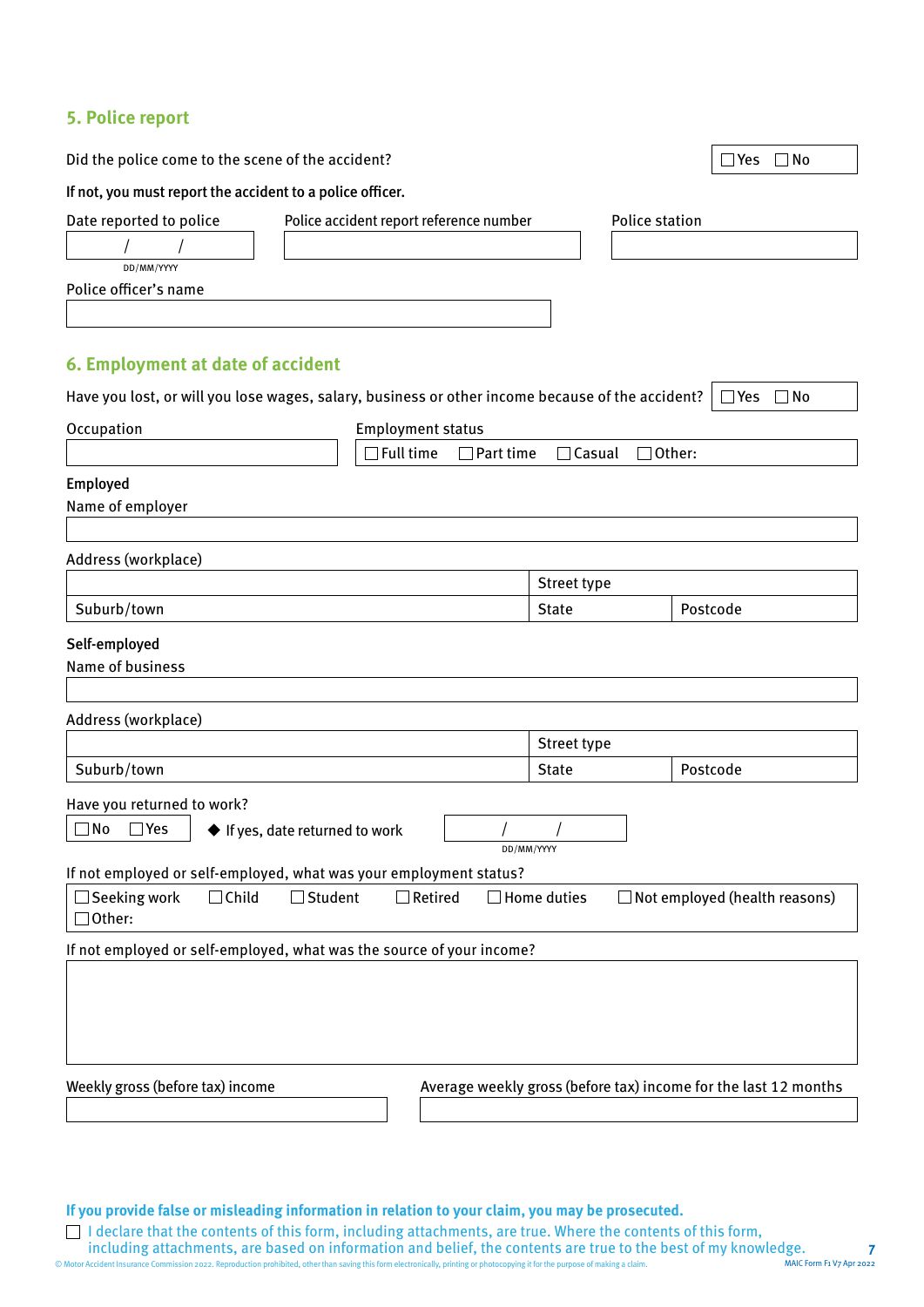## 5. Police report

Did the police come to the scene of the accident? ☐ Yes ☐ No

**If not, you must report the accident to a police officer.**

Date reported to police: ____ / ____ / ____ (DD/MM/YYYY)

Police accident report reference number: ____________________

Police station: ____________________

Police officer's name: ____________________

## 6. Employment at date of accident

Have you lost, or will you lose wages, salary, business or other income because of the accident? ☐ Yes ☐ No

Occupation: ____________________

Employment status: ☐ Full time ☐ Part time ☐ Casual ☐ Other:

**Employed**

Name of employer: ____________________

Address (workplace)

| | Street type | |
|---|---|---|
| Suburb/town | State | Postcode |

**Self-employed**

Name of business: ____________________

Address (workplace)

| | Street type | |
|---|---|---|
| Suburb/town | State | Postcode |

Have you returned to work? ☐ No ☐ Yes

◆ If yes, date returned to work: ____ / ____ / ____ (DD/MM/YYYY)

If not employed or self-employed, what was your employment status?

☐ Seeking work ☐ Child ☐ Student ☐ Retired ☐ Home duties ☐ Not employed (health reasons) ☐ Other:

If not employed or self-employed, what was the source of your income?

____________________

Weekly gross (before tax) income: ____________________

Average weekly gross (before tax) income for the last 12 months: ____________________

**If you provide false or misleading information in relation to your claim, you may be prosecuted.**

☐ I declare that the contents of this form, including attachments, are true. Where the contents of this form, including attachments, are based on information and belief, the contents are true to the best of my knowledge.

© Motor Accident Insurance Commission 2022. Reproduction prohibited, other than saving this form electronically, printing or photocopying it for the purpose of making a claim.

MAIC Form F1 V7 Apr 2022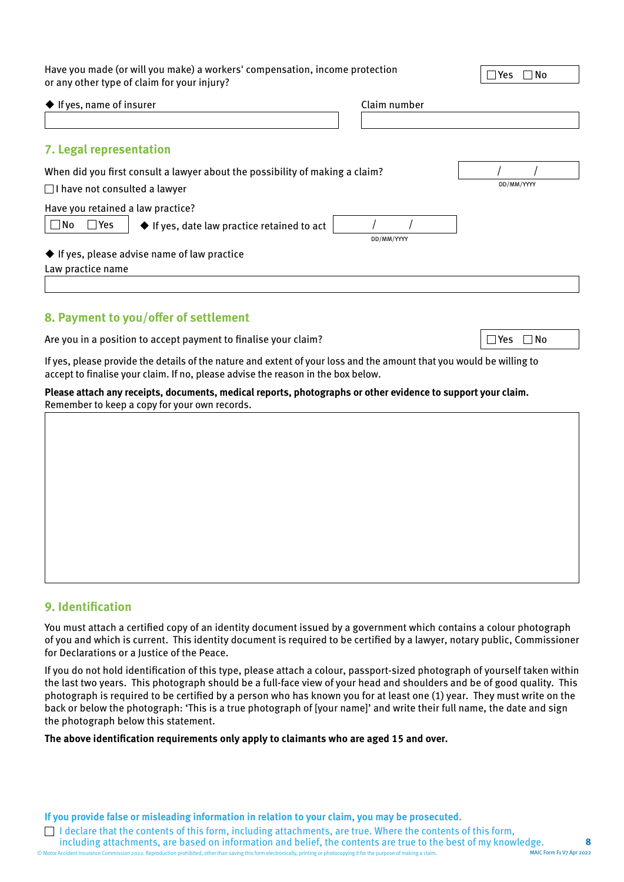Have you made (or will you make) a workers' compensation, income protection or any other type of claim for your injury? ☐ Yes ☐ No

◆ If yes, name of insurer

Claim number

## 7. Legal representation

When did you first consult a lawyer about the possibility of making a claim? / / DD/MM/YYYY

☐ I have not consulted a lawyer

Have you retained a law practice?

☐ No ☐ Yes ◆ If yes, date law practice retained to act / / DD/MM/YYYY

◆ If yes, please advise name of law practice

Law practice name

## 8. Payment to you/offer of settlement

Are you in a position to accept payment to finalise your claim? ☐ Yes ☐ No

If yes, please provide the details of the nature and extent of your loss and the amount that you would be willing to accept to finalise your claim. If no, please advise the reason in the box below.

**Please attach any receipts, documents, medical reports, photographs or other evidence to support your claim.** Remember to keep a copy for your own records.

## 9. Identification

You must attach a certified copy of an identity document issued by a government which contains a colour photograph of you and which is current. This identity document is required to be certified by a lawyer, notary public, Commissioner for Declarations or a Justice of the Peace.

If you do not hold identification of this type, please attach a colour, passport-sized photograph of yourself taken within the last two years. This photograph should be a full-face view of your head and shoulders and be of good quality. This photograph is required to be certified by a person who has known you for at least one (1) year. They must write on the back or below the photograph: 'This is a true photograph of [your name]' and write their full name, the date and sign the photograph below this statement.

**The above identification requirements only apply to claimants who are aged 15 and over.**

**If you provide false or misleading information in relation to your claim, you may be prosecuted.**

☐ I declare that the contents of this form, including attachments, are true. Where the contents of this form, including attachments, are based on information and belief, the contents are true to the best of my knowledge.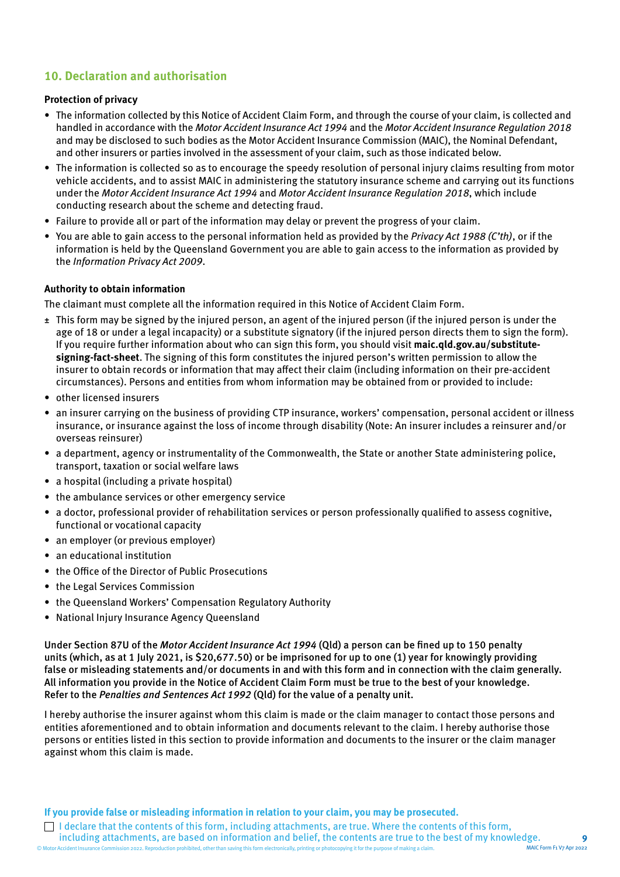## 10. Declaration and authorisation

**Protection of privacy**

- The information collected by this Notice of Accident Claim Form, and through the course of your claim, is collected and handled in accordance with the *Motor Accident Insurance Act 1994* and the *Motor Accident Insurance Regulation 2018* and may be disclosed to such bodies as the Motor Accident Insurance Commission (MAIC), the Nominal Defendant, and other insurers or parties involved in the assessment of your claim, such as those indicated below.
- The information is collected so as to encourage the speedy resolution of personal injury claims resulting from motor vehicle accidents, and to assist MAIC in administering the statutory insurance scheme and carrying out its functions under the *Motor Accident Insurance Act 1994* and *Motor Accident Insurance Regulation 2018*, which include conducting research about the scheme and detecting fraud.
- Failure to provide all or part of the information may delay or prevent the progress of your claim.
- You are able to gain access to the personal information held as provided by the *Privacy Act 1988 (C'th)*, or if the information is held by the Queensland Government you are able to gain access to the information as provided by the *Information Privacy Act 2009*.

**Authority to obtain information**

The claimant must complete all the information required in this Notice of Accident Claim Form.

± This form may be signed by the injured person, an agent of the injured person (if the injured person is under the age of 18 or under a legal incapacity) or a substitute signatory (if the injured person directs them to sign the form). If you require further information about who can sign this form, you should visit **maic.qld.gov.au/substitute-signing-fact-sheet**. The signing of this form constitutes the injured person's written permission to allow the insurer to obtain records or information that may affect their claim (including information on their pre-accident circumstances). Persons and entities from whom information may be obtained from or provided to include:

- other licensed insurers
- an insurer carrying on the business of providing CTP insurance, workers' compensation, personal accident or illness insurance, or insurance against the loss of income through disability (Note: An insurer includes a reinsurer and/or overseas reinsurer)
- a department, agency or instrumentality of the Commonwealth, the State or another State administering police, transport, taxation or social welfare laws
- a hospital (including a private hospital)
- the ambulance services or other emergency service
- a doctor, professional provider of rehabilitation services or person professionally qualified to assess cognitive, functional or vocational capacity
- an employer (or previous employer)
- an educational institution
- the Office of the Director of Public Prosecutions
- the Legal Services Commission
- the Queensland Workers' Compensation Regulatory Authority
- National Injury Insurance Agency Queensland

**Under Section 87U of the *Motor Accident Insurance Act 1994* (Qld) a person can be fined up to 150 penalty units (which, as at 1 July 2021, is $20,677.50) or be imprisoned for up to one (1) year for knowingly providing false or misleading statements and/or documents in and with this form and in connection with the claim generally. All information you provide in the Notice of Accident Claim Form must be true to the best of your knowledge. Refer to the *Penalties and Sentences Act 1992* (Qld) for the value of a penalty unit.**

I hereby authorise the insurer against whom this claim is made or the claim manager to contact those persons and entities aforementioned and to obtain information and documents relevant to the claim. I hereby authorise those persons or entities listed in this section to provide information and documents to the insurer or the claim manager against whom this claim is made.

**If you provide false or misleading information in relation to your claim, you may be prosecuted.**

☐ I declare that the contents of this form, including attachments, are true. Where the contents of this form, including attachments, are based on information and belief, the contents are true to the best of my knowledge.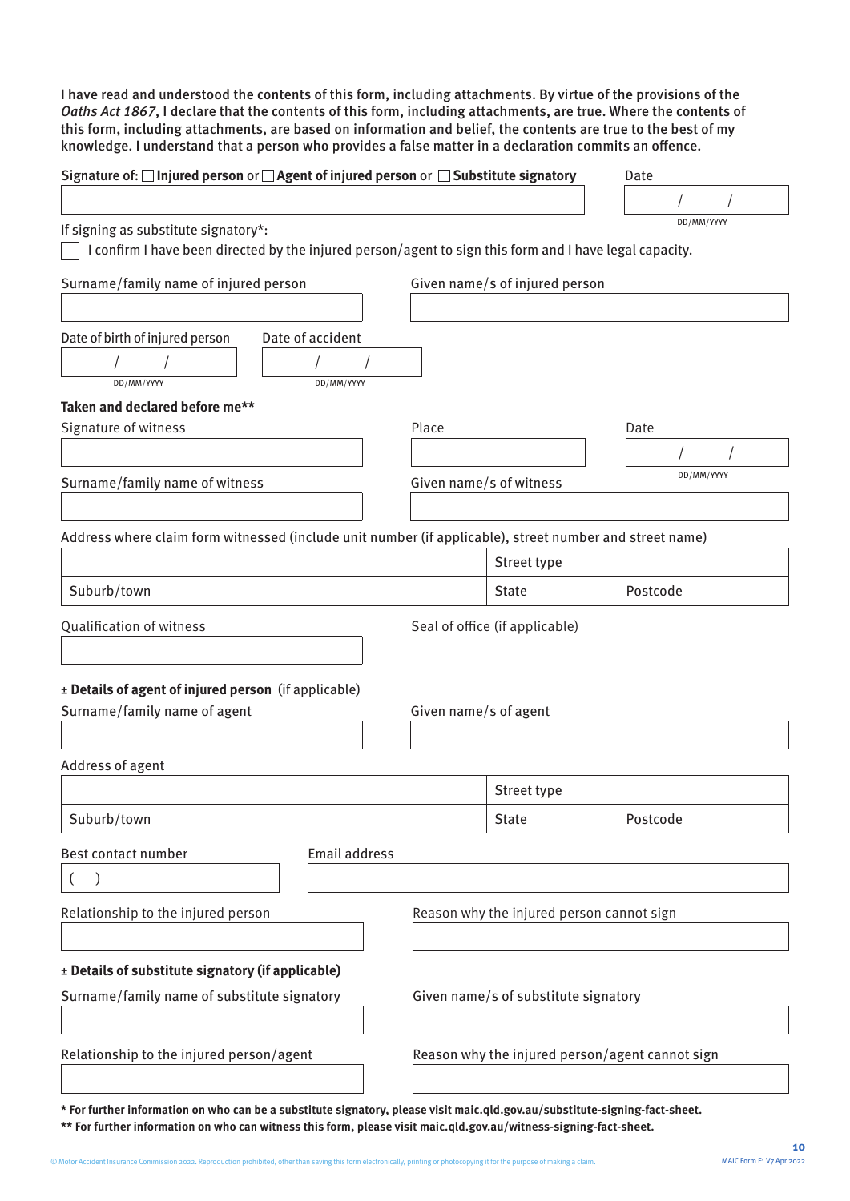I have read and understood the contents of this form, including attachments. By virtue of the provisions of the *Oaths Act 1867*, I declare that the contents of this form, including attachments, are true. Where the contents of this form, including attachments, are based on information and belief, the contents are true to the best of my knowledge. I understand that a person who provides a false matter in a declaration commits an offence.

Signature of: ☐ **Injured person** or ☐ **Agent of injured person** or ☐ **Substitute signatory**

Date: ___ / ___ / ______ (DD/MM/YYYY)

If signing as substitute signatory*:

☐ I confirm I have been directed by the injured person/agent to sign this form and I have legal capacity.

Surname/family name of injured person

Given name/s of injured person

Date of birth of injured person: ___ / ___ / ______ (DD/MM/YYYY)

Date of accident: ___ / ___ / ______ (DD/MM/YYYY)

**Taken and declared before me****

Signature of witness

Place

Date: ___ / ___ / ______ (DD/MM/YYYY)

Surname/family name of witness

Given name/s of witness

Address where claim form witnessed (include unit number (if applicable), street number and street name)

| | Street type | |
|---|---|---|
| Suburb/town | State | Postcode |

Qualification of witness

Seal of office (if applicable)

**± Details of agent of injured person** (if applicable)

Surname/family name of agent

Given name/s of agent

Address of agent

| | Street type | |
|---|---|---|
| Suburb/town | State | Postcode |

Best contact number: (  )

Email address

Relationship to the injured person

Reason why the injured person cannot sign

**± Details of substitute signatory (if applicable)**

Surname/family name of substitute signatory

Given name/s of substitute signatory

Relationship to the injured person/agent

Reason why the injured person/agent cannot sign

**\* For further information on who can be a substitute signatory, please visit maic.qld.gov.au/substitute-signing-fact-sheet.**

**\*\* For further information on who can witness this form, please visit maic.qld.gov.au/witness-signing-fact-sheet.**

© Motor Accident Insurance Commission 2022. Reproduction prohibited, other than saving this form electronically, printing or photocopying it for the purpose of making a claim.

MAIC Form F1 V7 Apr 2022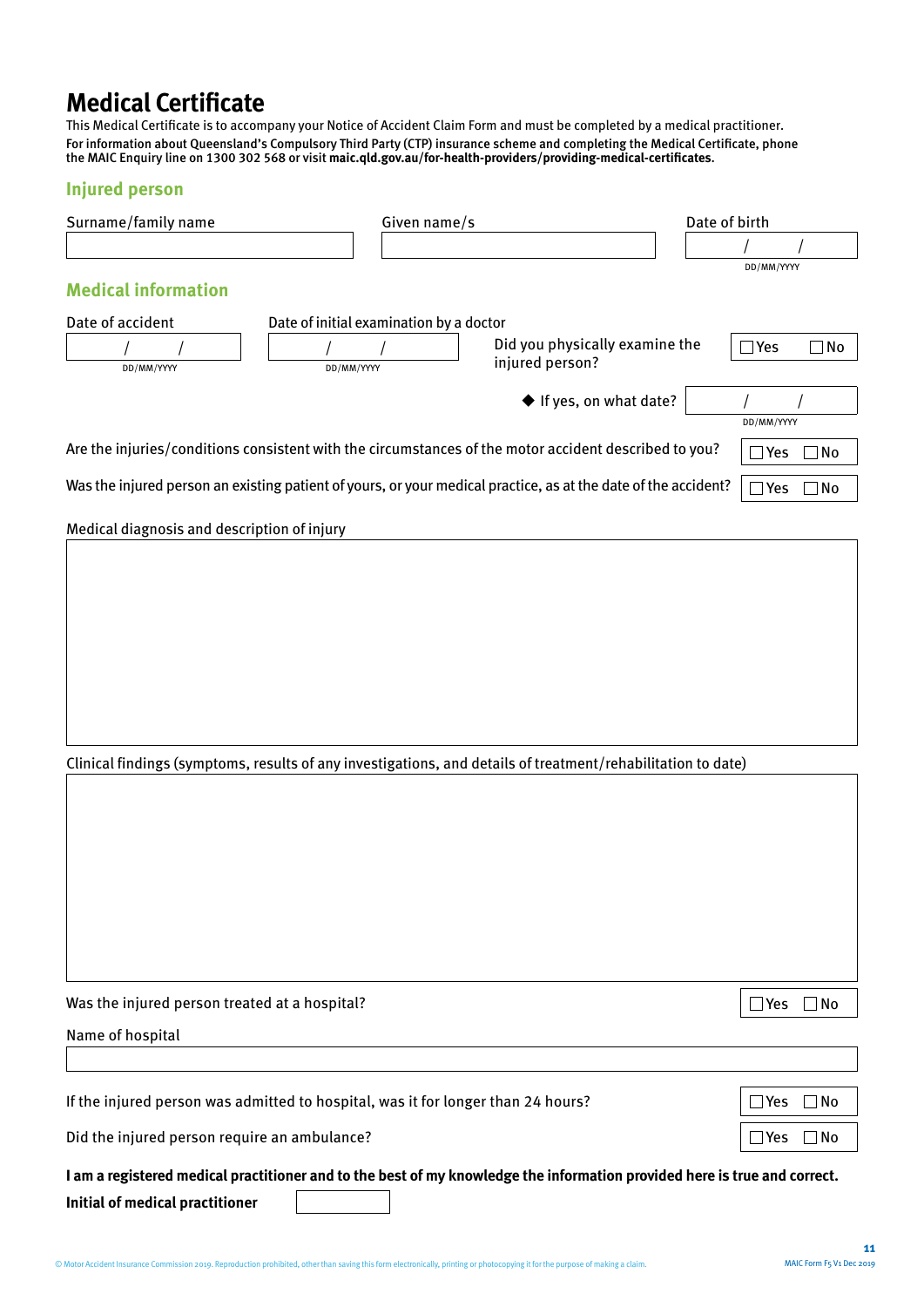# Medical Certificate

This Medical Certificate is to accompany your Notice of Accident Claim Form and must be completed by a medical practitioner.

For information about Queensland's Compulsory Third Party (CTP) insurance scheme and completing the Medical Certificate, phone the MAIC Enquiry line on 1300 302 568 or visit **maic.qld.gov.au/for-health-providers/providing-medical-certificates**.

## Injured person

Surname/family name

Given name/s

Date of birth
/ /
DD/MM/YYYY

## Medical information

Date of accident
/ /
DD/MM/YYYY

Date of initial examination by a doctor
/ /
DD/MM/YYYY

Did you physically examine the injured person? ☐ Yes ☐ No

◆ If yes, on what date? / /
DD/MM/YYYY

Are the injuries/conditions consistent with the circumstances of the motor accident described to you? ☐ Yes ☐ No

Was the injured person an existing patient of yours, or your medical practice, as at the date of the accident? ☐ Yes ☐ No

Medical diagnosis and description of injury

Clinical findings (symptoms, results of any investigations, and details of treatment/rehabilitation to date)

Was the injured person treated at a hospital? ☐ Yes ☐ No

Name of hospital

If the injured person was admitted to hospital, was it for longer than 24 hours? ☐ Yes ☐ No

Did the injured person require an ambulance? ☐ Yes ☐ No

**I am a registered medical practitioner and to the best of my knowledge the information provided here is true and correct.**

**Initial of medical practitioner**

© Motor Accident Insurance Commission 2019. Reproduction prohibited, other than saving this form electronically, printing or photocopying it for the purpose of making a claim.

MAIC Form F5 V1 Dec 2019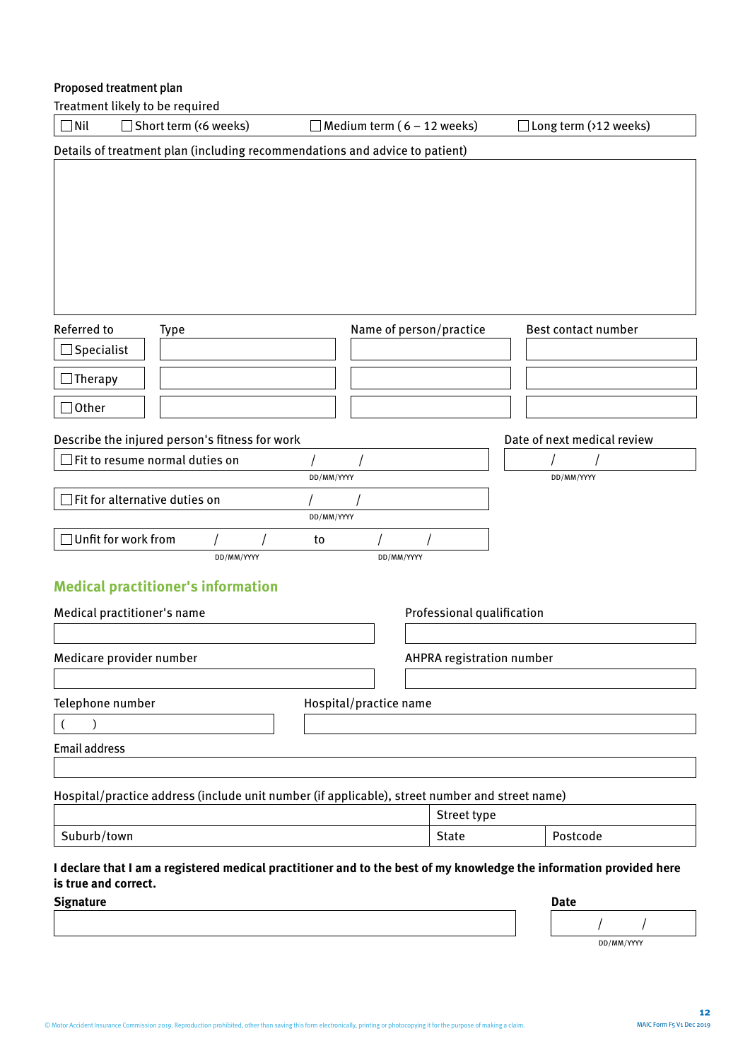**Proposed treatment plan**

Treatment likely to be required

| ☐ Nil | ☐ Short term (<6 weeks) | ☐ Medium term ( 6 – 12 weeks) | ☐ Long term (>12 weeks) |
|---|---|---|---|

Details of treatment plan (including recommendations and advice to patient)

| |
|---|
| |

| Referred to | Type | Name of person/practice | Best contact number |
|---|---|---|---|
| ☐ Specialist | | | |
| ☐ Therapy | | | |
| ☐ Other | | | |

Describe the injured person's fitness for work

| | |
|---|---|
| ☐ Fit to resume normal duties on | / / (DD/MM/YYYY) |
| ☐ Fit for alternative duties on | / / (DD/MM/YYYY) |
| ☐ Unfit for work from / / (DD/MM/YYYY) | to / / (DD/MM/YYYY) |

Date of next medical review

| |
|---|
| / / (DD/MM/YYYY) |

## Medical practitioner's information

| Medical practitioner's name | Professional qualification |
|---|---|
| | |

| Medicare provider number | AHPRA registration number |
|---|---|
| | |

| Telephone number | Hospital/practice name |
|---|---|
| ( ) | |

Email address

| |
|---|
| |

Hospital/practice address (include unit number (if applicable), street number and street name)

| | Street type | |
|---|---|---|
| Suburb/town | State | Postcode |

**I declare that I am a registered medical practitioner and to the best of my knowledge the information provided here is true and correct.**

| **Signature** | **Date** |
|---|---|
| | / / (DD/MM/YYYY) |

© Motor Accident Insurance Commission 2019. Reproduction prohibited, other than saving this form electronically, printing or photocopying it for the purpose of making a claim.

MAIC Form F5 V1 Dec 2019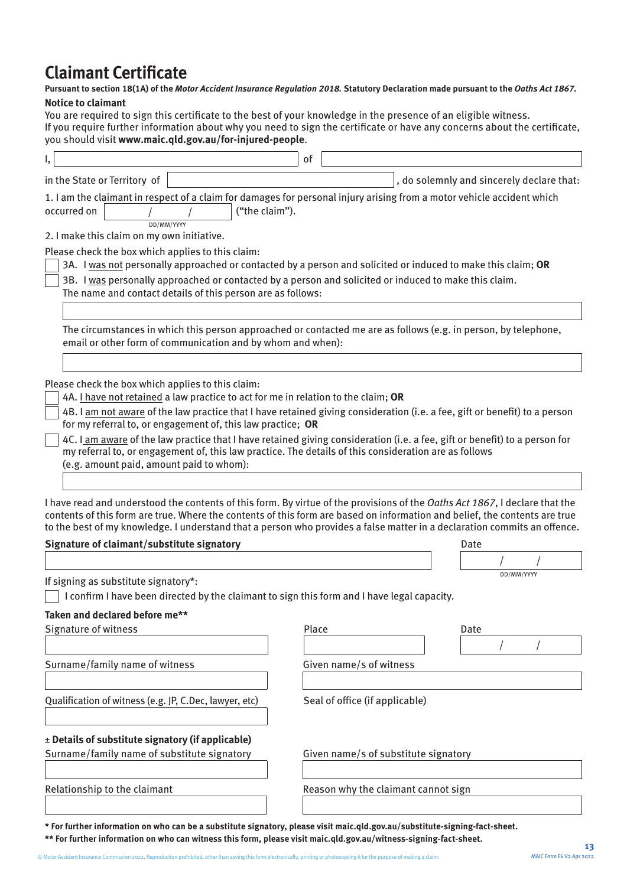# Claimant Certificate

**Pursuant to section 18(1A) of the *Motor Accident Insurance Regulation 2018.* Statutory Declaration made pursuant to the *Oaths Act 1867*.**

**Notice to claimant**

You are required to sign this certificate to the best of your knowledge in the presence of an eligible witness.
If you require further information about why you need to sign the certificate or have any concerns about the certificate, you should visit **www.maic.qld.gov.au/for-injured-people**.

I, ______________________ of ______________________

in the State or Territory of ______________________, do solemnly and sincerely declare that:

1. I am the claimant in respect of a claim for damages for personal injury arising from a motor vehicle accident which occurred on ____ / ____ / ____ (DD/MM/YYYY) ("the claim").
2. I make this claim on my own initiative.

Please check the box which applies to this claim:

- ☐ 3A. I was not personally approached or contacted by a person and solicited or induced to make this claim; **OR**
- ☐ 3B. I was personally approached or contacted by a person and solicited or induced to make this claim.
  The name and contact details of this person are as follows:

  ______________________

  The circumstances in which this person approached or contacted me are as follows (e.g. in person, by telephone, email or other form of communication and by whom and when):

  ______________________

Please check the box which applies to this claim:

- ☐ 4A. I have not retained a law practice to act for me in relation to the claim; **OR**
- ☐ 4B. I am not aware of the law practice that I have retained giving consideration (i.e. a fee, gift or benefit) to a person for my referral to, or engagement of, this law practice; **OR**
- ☐ 4C. I am aware of the law practice that I have retained giving consideration (i.e. a fee, gift or benefit) to a person for my referral to, or engagement of, this law practice. The details of this consideration are as follows (e.g. amount paid, amount paid to whom):

  ______________________

I have read and understood the contents of this form. By virtue of the provisions of the *Oaths Act 1867*, I declare that the contents of this form are true. Where the contents of this form are based on information and belief, the contents are true to the best of my knowledge. I understand that a person who provides a false matter in a declaration commits an offence.

**Signature of claimant/substitute signatory** ______________________ Date ____ / ____ / ____ (DD/MM/YYYY)

If signing as substitute signatory*:

☐ I confirm I have been directed by the claimant to sign this form and I have legal capacity.

**Taken and declared before me****

| Signature of witness | Place | Date |
| --- | --- | --- |
| | | / / |

| Surname/family name of witness | Given name/s of witness |
| --- | --- |
| | |

| Qualification of witness (e.g. JP, C.Dec, lawyer, etc) | Seal of office (if applicable) |
| --- | --- |
| | |

**± Details of substitute signatory (if applicable)**

| Surname/family name of substitute signatory | Given name/s of substitute signatory |
| --- | --- |
| | |

| Relationship to the claimant | Reason why the claimant cannot sign |
| --- | --- |
| | |

**\* For further information on who can be a substitute signatory, please visit maic.qld.gov.au/substitute-signing-fact-sheet.**

**\*\* For further information on who can witness this form, please visit maic.qld.gov.au/witness-signing-fact-sheet.**

© Motor Accident Insurance Commission 2022. Reproduction prohibited, other than saving this form electronically, printing or photocopying it for the purpose of making a claim.

MAIC Form F6 V2 Apr 2022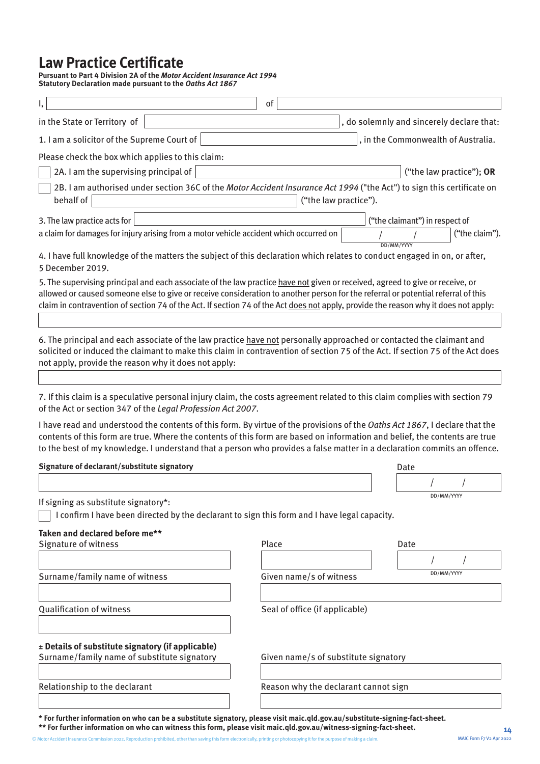# Law Practice Certificate

**Pursuant to Part 4 Division 2A of the *Motor Accident Insurance Act 1994***
**Statutory Declaration made pursuant to the *Oaths Act 1867***

I, ______________________ of ______________________

in the State or Territory of ______________________, do solemnly and sincerely declare that:

1. I am a solicitor of the Supreme Court of ______________________, in the Commonwealth of Australia.

Please check the box which applies to this claim:

☐ 2A. I am the supervising principal of ______________________ ("the law practice"); **OR**

☐ 2B. I am authorised under section 36C of the *Motor Accident Insurance Act 1994* ("the Act") to sign this certificate on behalf of ______________________ ("the law practice").

3. The law practice acts for ______________________ ("the claimant") in respect of a claim for damages for injury arising from a motor vehicle accident which occurred on ___ / ___ / ______ (DD/MM/YYYY) ("the claim").

4. I have full knowledge of the matters the subject of this declaration which relates to conduct engaged in on, or after, 5 December 2019.

5. The supervising principal and each associate of the law practice have not given or received, agreed to give or receive, or allowed or caused someone else to give or receive consideration to another person for the referral or potential referral of this claim in contravention of section 74 of the Act. If section 74 of the Act does not apply, provide the reason why it does not apply:

______________________

6. The principal and each associate of the law practice have not personally approached or contacted the claimant and solicited or induced the claimant to make this claim in contravention of section 75 of the Act. If section 75 of the Act does not apply, provide the reason why it does not apply:

______________________

7. If this claim is a speculative personal injury claim, the costs agreement related to this claim complies with section 79 of the Act or section 347 of the *Legal Profession Act 2007*.

I have read and understood the contents of this form. By virtue of the provisions of the *Oaths Act 1867*, I declare that the contents of this form are true. Where the contents of this form are based on information and belief, the contents are true to the best of my knowledge. I understand that a person who provides a false matter in a declaration commits an offence.

**Signature of declarant/substitute signatory** ______________________ Date ___ / ___ / ______ (DD/MM/YYYY)

If signing as substitute signatory*:

☐ I confirm I have been directed by the declarant to sign this form and I have legal capacity.

**Taken and declared before me****

| Signature of witness | Place | Date (DD/MM/YYYY) |
|---|---|---|
| | | / / |

| Surname/family name of witness | Given name/s of witness |
|---|---|
| | |

| Qualification of witness | Seal of office (if applicable) |
|---|---|
| | |

**± Details of substitute signatory (if applicable)**

| Surname/family name of substitute signatory | Given name/s of substitute signatory |
|---|---|
| | |

| Relationship to the declarant | Reason why the declarant cannot sign |
|---|---|
| | |

**\* For further information on who can be a substitute signatory, please visit maic.qld.gov.au/substitute-signing-fact-sheet.**
**\*\* For further information on who can witness this form, please visit maic.qld.gov.au/witness-signing-fact-sheet.**

© Motor Accident Insurance Commission 2022. Reproduction prohibited, other than saving this form electronically, printing or photocopying it for the purpose of making a claim.

MAIC Form F7 V2 Apr 2022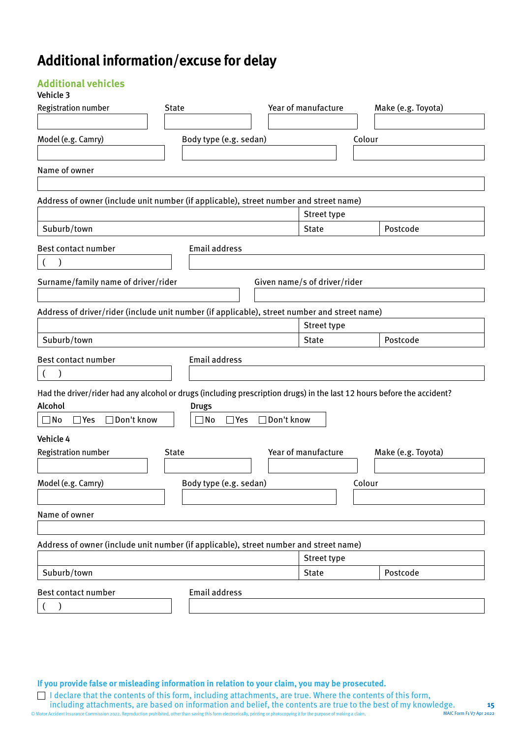# Additional information/excuse for delay

## Additional vehicles

**Vehicle 3**

| Registration number | State | Year of manufacture | Make (e.g. Toyota) |
|---|---|---|---|
| | | | |

| Model (e.g. Camry) | Body type (e.g. sedan) | Colour |
|---|---|---|
| | | |

Name of owner

Address of owner (include unit number (if applicable), street number and street name)

| | Street type | |
|---|---|---|
| Suburb/town | State | Postcode |

| Best contact number | Email address |
|---|---|
| (   ) | |

| Surname/family name of driver/rider | Given name/s of driver/rider |
|---|---|
| | |

Address of driver/rider (include unit number (if applicable), street number and street name)

| | Street type | |
|---|---|---|
| Suburb/town | State | Postcode |

| Best contact number | Email address |
|---|---|
| (   ) | |

Had the driver/rider had any alcohol or drugs (including prescription drugs) in the last 12 hours before the accident?

**Alcohol**

☐ No ☐ Yes ☐ Don't know

**Drugs**

☐ No ☐ Yes ☐ Don't know

**Vehicle 4**

| Registration number | State | Year of manufacture | Make (e.g. Toyota) |
|---|---|---|---|
| | | | |

| Model (e.g. Camry) | Body type (e.g. sedan) | Colour |
|---|---|---|
| | | |

Name of owner

Address of owner (include unit number (if applicable), street number and street name)

| | Street type | |
|---|---|---|
| Suburb/town | State | Postcode |

| Best contact number | Email address |
|---|---|
| (   ) | |

**If you provide false or misleading information in relation to your claim, you may be prosecuted.**

☐ I declare that the contents of this form, including attachments, are true. Where the contents of this form, including attachments, are based on information and belief, the contents are true to the best of my knowledge.

© Motor Accident Insurance Commission 2022. Reproduction prohibited, other than saving this form electronically, printing or photocopying it for the purpose of making a claim.

MAIC Form F1 V7 Apr 2022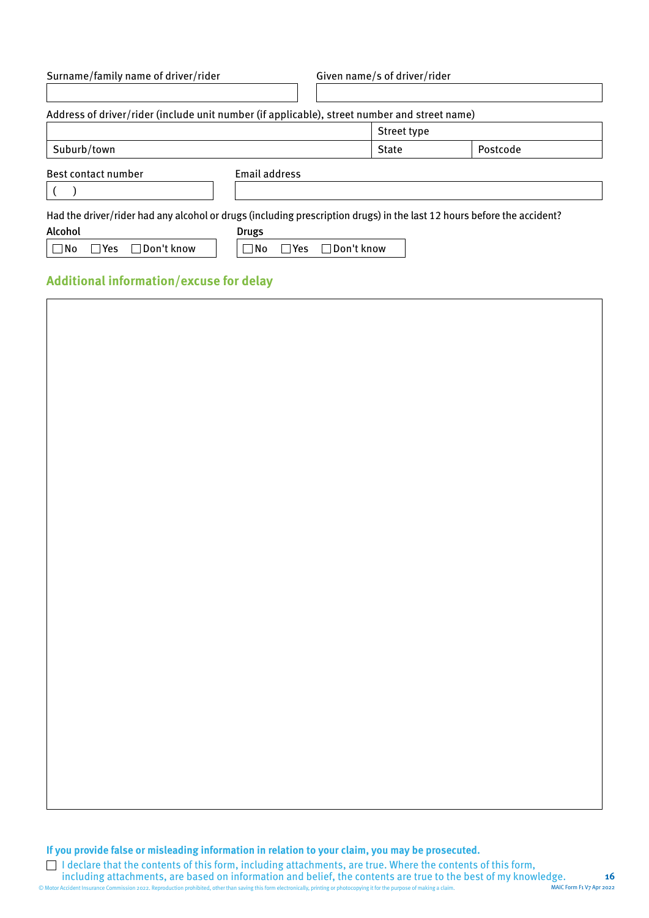Surname/family name of driver/rider

Given name/s of driver/rider

Address of driver/rider (include unit number (if applicable), street number and street name)

| | | |
|---|---|---|
| | Street type | |
| Suburb/town | State | Postcode |

Best contact number

( )

Email address

Had the driver/rider had any alcohol or drugs (including prescription drugs) in the last 12 hours before the accident?

**Alcohol**

☐ No ☐ Yes ☐ Don't know

**Drugs**

☐ No ☐ Yes ☐ Don't know

## Additional information/excuse for delay

**If you provide false or misleading information in relation to your claim, you may be prosecuted.**

☐ I declare that the contents of this form, including attachments, are true. Where the contents of this form, including attachments, are based on information and belief, the contents are true to the best of my knowledge.

© Motor Accident Insurance Commission 2022. Reproduction prohibited, other than saving this form electronically, printing or photocopying it for the purpose of making a claim.

MAIC Form F1 V7 Apr 2022